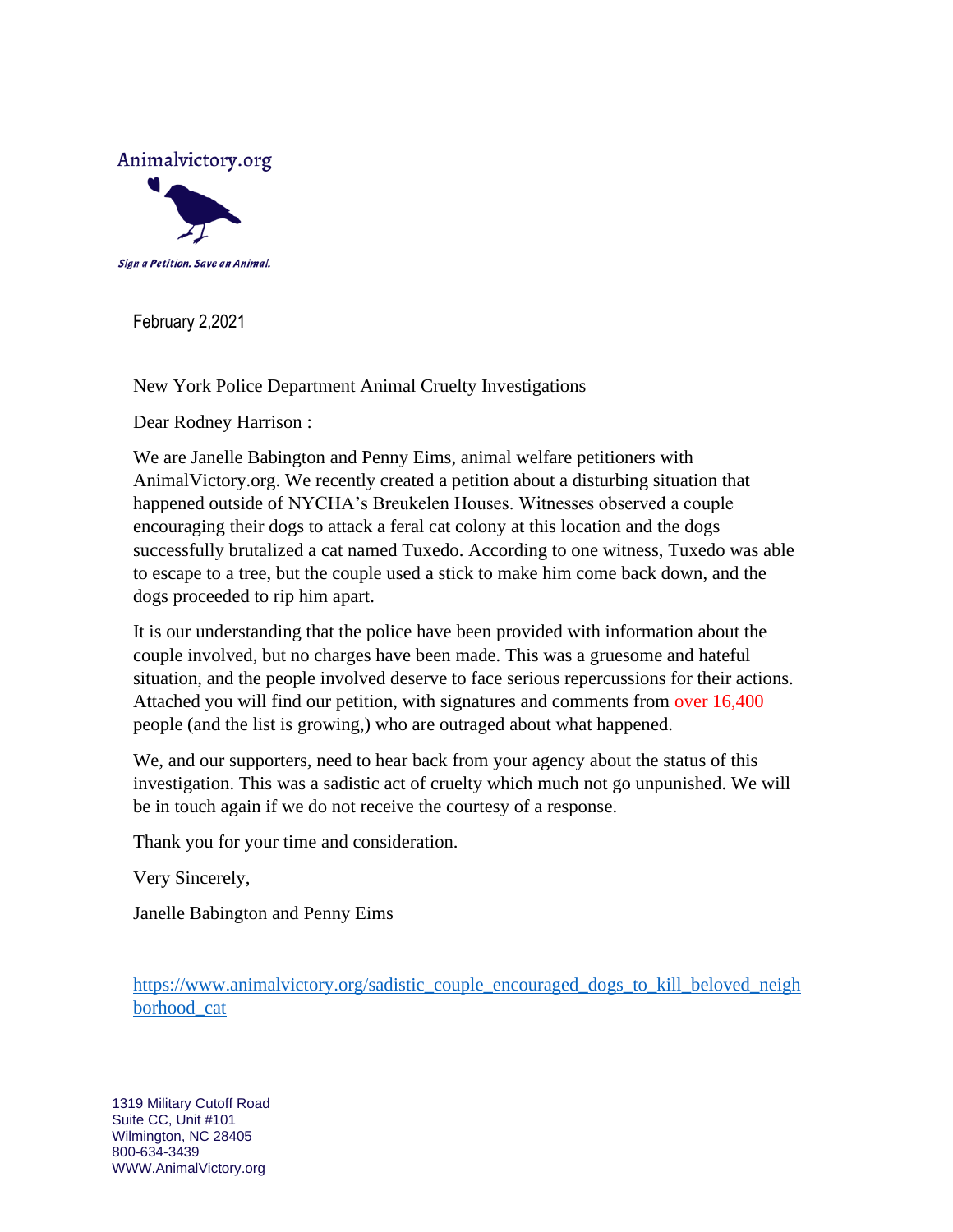Animalvictory.org

*Sign a Petition. Save an Animal.*

February 2,2021

New York Police Department Animal Cruelty Investigations

Dear Rodney Harrison :

We are Janelle Babington and Penny Eims, animal welfare petitioners with AnimalVictory.org. We recently created a petition about a disturbing situation that happened outside of NYCHA's Breukelen Houses. Witnesses observed a couple encouraging their dogs to attack a feral cat colony at this location and the dogs successfully brutalized a cat named Tuxedo. According to one witness, Tuxedo was able to escape to a tree, but the couple used a stick to make him come back down, and the dogs proceeded to rip him apart.

It is our understanding that the police have been provided with information about the couple involved, but no charges have been made. This was a gruesome and hateful situation, and the people involved deserve to face serious repercussions for their actions. Attached you will find our petition, with signatures and comments from over 16,400 people (and the list is growing,) who are outraged about what happened.

We, and our supporters, need to hear back from your agency about the status of this investigation. This was a sadistic act of cruelty which much not go unpunished. We will be in touch again if we do not receive the courtesy of a response.

Thank you for your time and consideration.

Very Sincerely,

Janelle Babington and Penny Eims

https://www.animalvictory.org/sadistic_couple_encouraged_dogs_to_kill_beloved_neighborhood_cat

1319 Military Cutoff Road
Suite CC, Unit #101
Wilmington, NC 28405
800-634-3439
WWW.AnimalVictory.org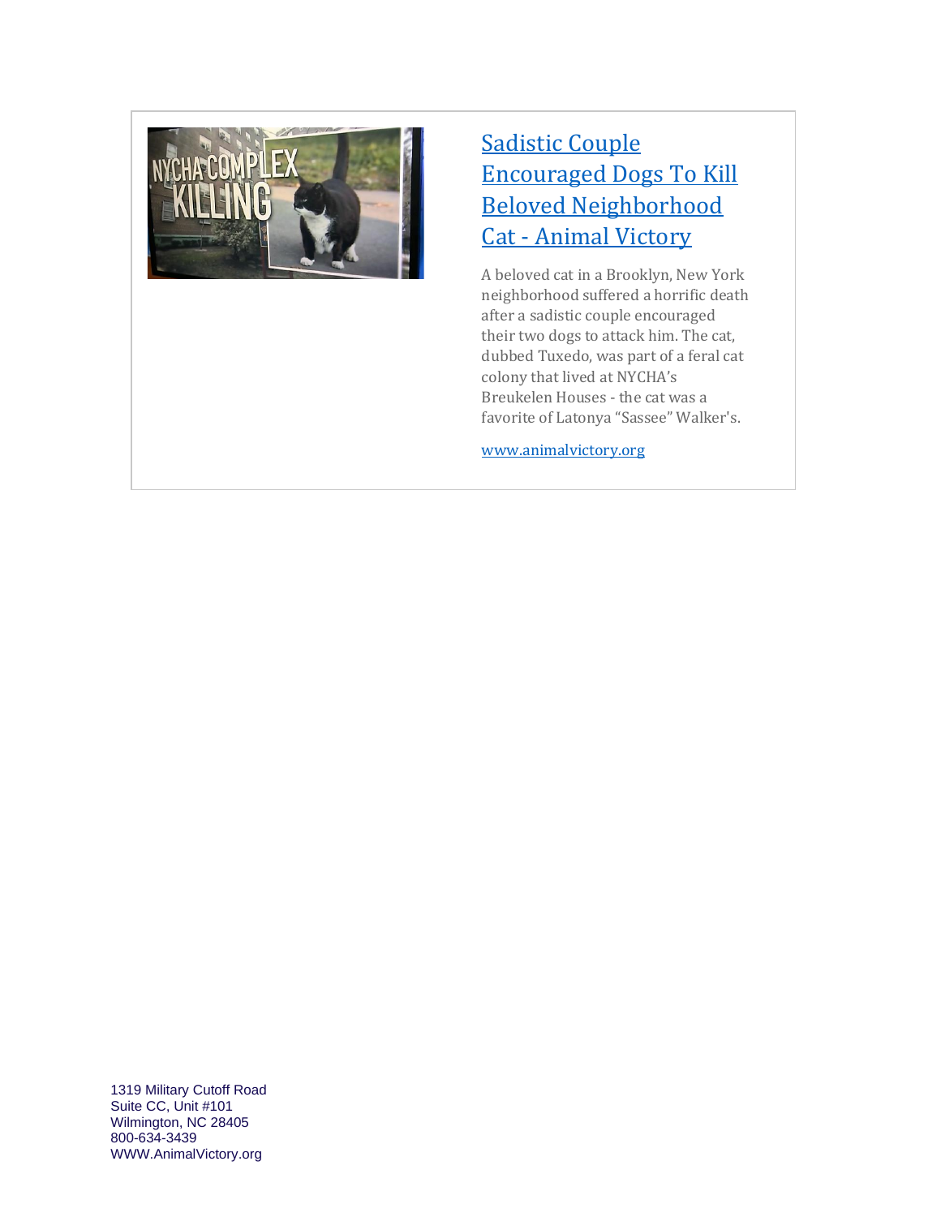[Sadistic Couple Encouraged Dogs To Kill Beloved Neighborhood Cat - Animal Victory](www.animalvictory.org)

A beloved cat in a Brooklyn, New York neighborhood suffered a horrific death after a sadistic couple encouraged their two dogs to attack him. The cat, dubbed Tuxedo, was part of a feral cat colony that lived at NYCHA's Breukelen Houses - the cat was a favorite of Latonya "Sassee" Walker's.

www.animalvictory.org

1319 Military Cutoff Road
Suite CC, Unit #101
Wilmington, NC 28405
800-634-3439
WWW.AnimalVictory.org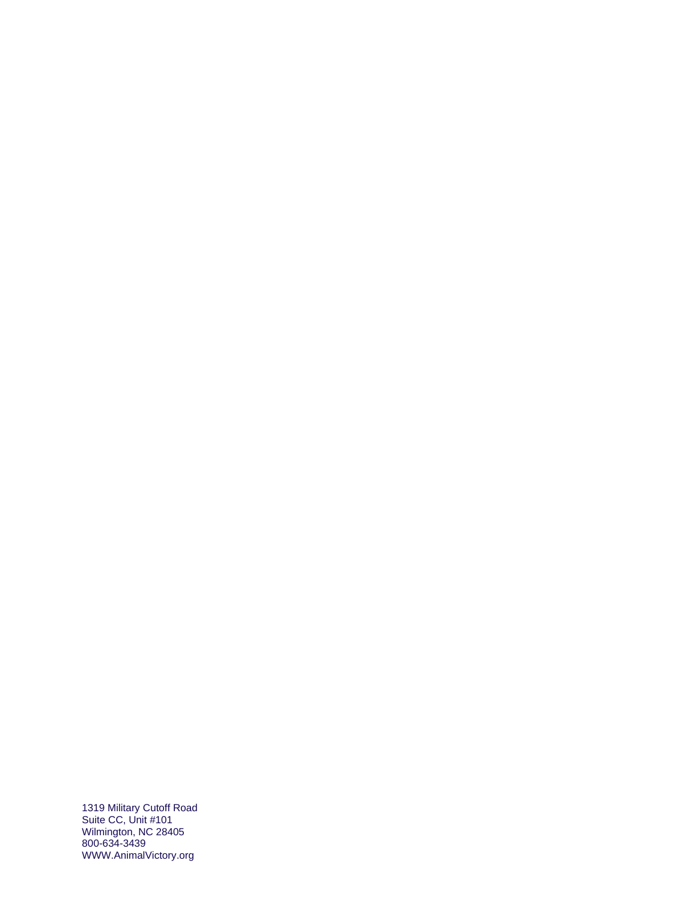1319 Military Cutoff Road
Suite CC, Unit #101
Wilmington, NC 28405
800-634-3439
WWW.AnimalVictory.org